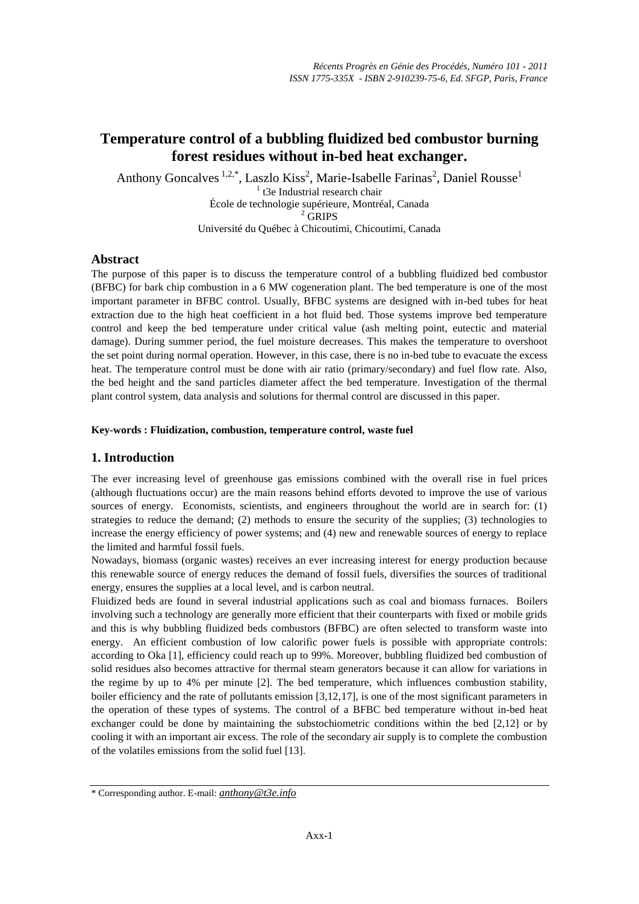# Temperature control of a bubbling fluidized bed combustor burning forest residues without in-bed heat exchanger.

Anthony Goncalves [1,2,*], Laszlo Kiss[2], Marie-Isabelle Farinas[2], Daniel Rousse[1]

[1] t3e Industrial research chair
École de technologie supérieure, Montréal, Canada
[2] GRIPS
Université du Québec à Chicoutimi, Chicoutimi, Canada

## Abstract

The purpose of this paper is to discuss the temperature control of a bubbling fluidized bed combustor (BFBC) for bark chip combustion in a 6 MW cogeneration plant. The bed temperature is one of the most important parameter in BFBC control. Usually, BFBC systems are designed with in-bed tubes for heat extraction due to the high heat coefficient in a hot fluid bed. Those systems improve bed temperature control and keep the bed temperature under critical value (ash melting point, eutectic and material damage). During summer period, the fuel moisture decreases. This makes the temperature to overshoot the set point during normal operation. However, in this case, there is no in-bed tube to evacuate the excess heat. The temperature control must be done with air ratio (primary/secondary) and fuel flow rate. Also, the bed height and the sand particles diameter affect the bed temperature. Investigation of the thermal plant control system, data analysis and solutions for thermal control are discussed in this paper.

**Key-words : Fluidization, combustion, temperature control, waste fuel**

## 1. Introduction

The ever increasing level of greenhouse gas emissions combined with the overall rise in fuel prices (although fluctuations occur) are the main reasons behind efforts devoted to improve the use of various sources of energy. Economists, scientists, and engineers throughout the world are in search for: (1) strategies to reduce the demand; (2) methods to ensure the security of the supplies; (3) technologies to increase the energy efficiency of power systems; and (4) new and renewable sources of energy to replace the limited and harmful fossil fuels.

Nowadays, biomass (organic wastes) receives an ever increasing interest for energy production because this renewable source of energy reduces the demand of fossil fuels, diversifies the sources of traditional energy, ensures the supplies at a local level, and is carbon neutral.

Fluidized beds are found in several industrial applications such as coal and biomass furnaces. Boilers involving such a technology are generally more efficient that their counterparts with fixed or mobile grids and this is why bubbling fluidized beds combustors (BFBC) are often selected to transform waste into energy. An efficient combustion of low calorific power fuels is possible with appropriate controls: according to Oka [1], efficiency could reach up to 99%. Moreover, bubbling fluidized bed combustion of solid residues also becomes attractive for thermal steam generators because it can allow for variations in the regime by up to 4% per minute [2]. The bed temperature, which influences combustion stability, boiler efficiency and the rate of pollutants emission [3,12,17], is one of the most significant parameters in the operation of these types of systems. The control of a BFBC bed temperature without in-bed heat exchanger could be done by maintaining the substochiometric conditions within the bed [2,12] or by cooling it with an important air excess. The role of the secondary air supply is to complete the combustion of the volatiles emissions from the solid fuel [13].

---

\* Corresponding author. E-mail: *anthony@t3e.info*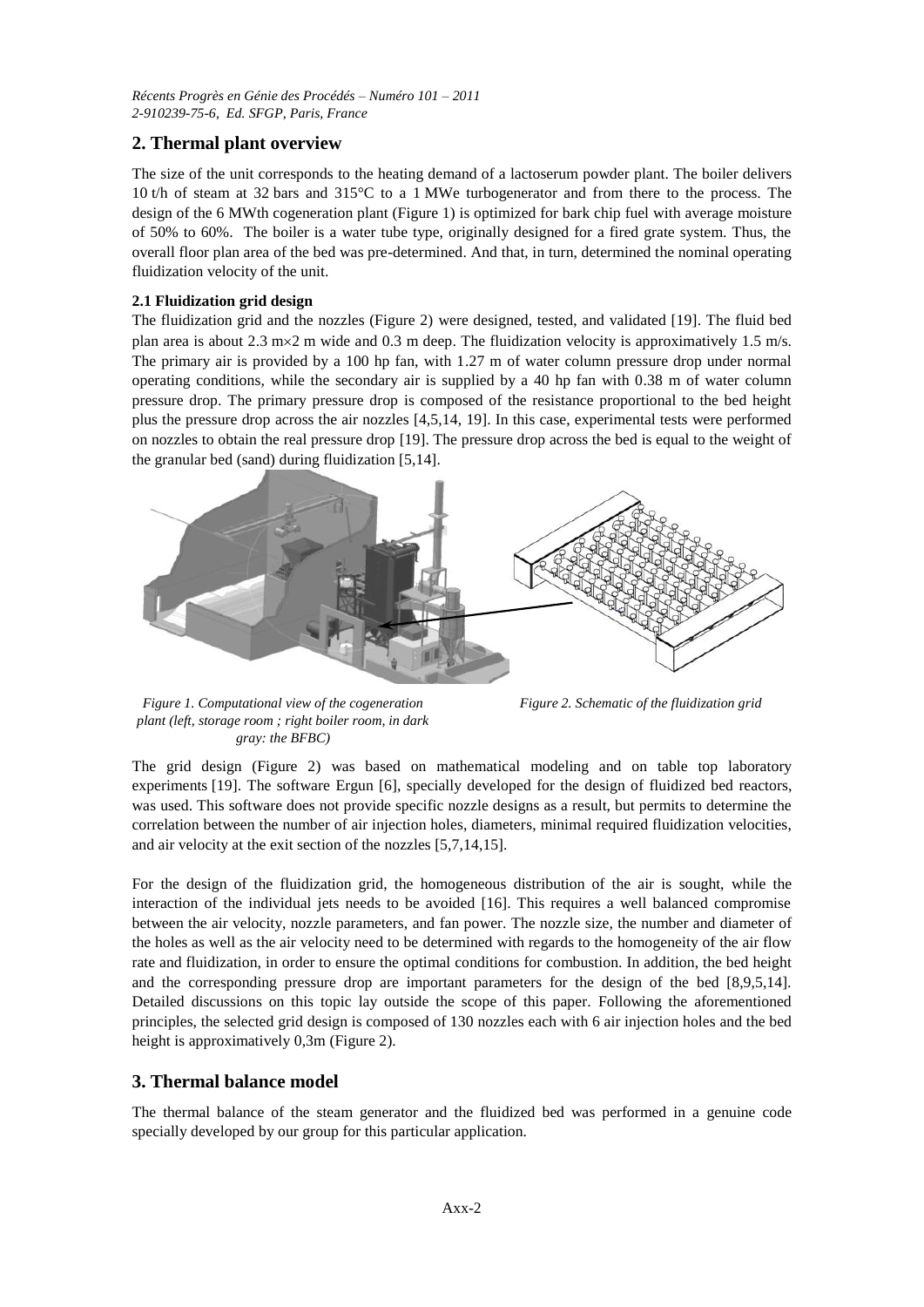## 2. Thermal plant overview

The size of the unit corresponds to the heating demand of a lactoserum powder plant. The boiler delivers 10 t/h of steam at 32 bars and 315°C to a 1 MWe turbogenerator and from there to the process. The design of the 6 MWth cogeneration plant (Figure 1) is optimized for bark chip fuel with average moisture of 50% to 60%. The boiler is a water tube type, originally designed for a fired grate system. Thus, the overall floor plan area of the bed was pre-determined. And that, in turn, determined the nominal operating fluidization velocity of the unit.

### 2.1 Fluidization grid design

The fluidization grid and the nozzles (Figure 2) were designed, tested, and validated [19]. The fluid bed plan area is about 2.3 m×2 m wide and 0.3 m deep. The fluidization velocity is approximatively 1.5 m/s. The primary air is provided by a 100 hp fan, with 1.27 m of water column pressure drop under normal operating conditions, while the secondary air is supplied by a 40 hp fan with 0.38 m of water column pressure drop. The primary pressure drop is composed of the resistance proportional to the bed height plus the pressure drop across the air nozzles [4,5,14, 19]. In this case, experimental tests were performed on nozzles to obtain the real pressure drop [19]. The pressure drop across the bed is equal to the weight of the granular bed (sand) during fluidization [5,14].

*Figure 1. Computational view of the cogeneration plant (left, storage room ; right boiler room, in dark gray: the BFBC)*

*Figure 2. Schematic of the fluidization grid*

The grid design (Figure 2) was based on mathematical modeling and on table top laboratory experiments [19]. The software Ergun [6], specially developed for the design of fluidized bed reactors, was used. This software does not provide specific nozzle designs as a result, but permits to determine the correlation between the number of air injection holes, diameters, minimal required fluidization velocities, and air velocity at the exit section of the nozzles [5,7,14,15].

For the design of the fluidization grid, the homogeneous distribution of the air is sought, while the interaction of the individual jets needs to be avoided [16]. This requires a well balanced compromise between the air velocity, nozzle parameters, and fan power. The nozzle size, the number and diameter of the holes as well as the air velocity need to be determined with regards to the homogeneity of the air flow rate and fluidization, in order to ensure the optimal conditions for combustion. In addition, the bed height and the corresponding pressure drop are important parameters for the design of the bed [8,9,5,14]. Detailed discussions on this topic lay outside the scope of this paper. Following the aforementioned principles, the selected grid design is composed of 130 nozzles each with 6 air injection holes and the bed height is approximatively 0,3m (Figure 2).

## 3. Thermal balance model

The thermal balance of the steam generator and the fluidized bed was performed in a genuine code specially developed by our group for this particular application.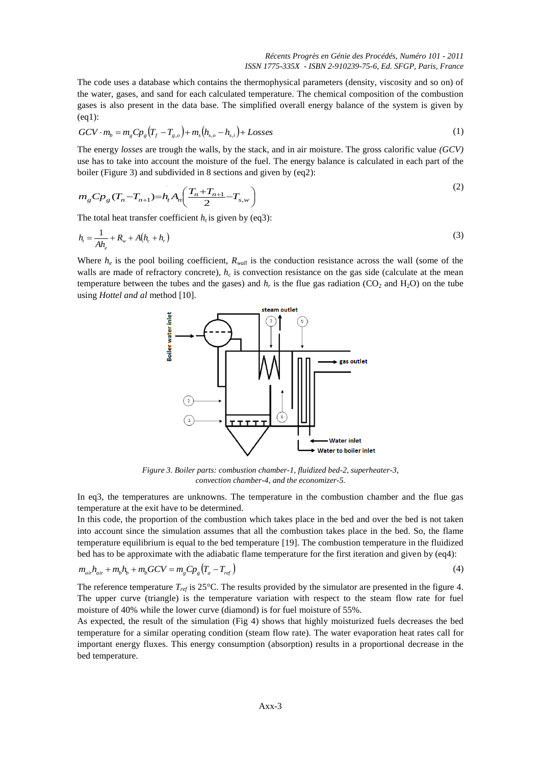The code uses a database which contains the thermophysical parameters (density, viscosity and so on) of the water, gases, and sand for each calculated temperature. The chemical composition of the combustion gases is also present in the data base. The simplified overall energy balance of the system is given by (eq1):

$$GCV \cdot m_b = m_g Cp_g \left(T_f - T_{g,o}\right) + m_s \left(h_{s,o} - h_{s,i}\right) + Losses \tag{1}$$

The energy *losses* are trough the walls, by the stack, and in air moisture. The gross calorific value *(GCV)* use has to take into account the moisture of the fuel. The energy balance is calculated in each part of the boiler (Figure 3) and subdivided in 8 sections and given by (eq2):

$$m_g Cp_g (T_n - T_{n+1}) = h_t A_n \left( \frac{T_n + T_{n+1}}{2} - T_{s,w} \right) \tag{2}$$

The total heat transfer coefficient $h_t$ is given by (eq3):

$$h_t = \frac{1}{Ah_e} + R_w + A\left(h_c + h_r\right) \tag{3}$$

Where $h_e$ is the pool boiling coefficient, $R_{wall}$ is the conduction resistance across the wall (some of the walls are made of refractory concrete), $h_c$ is convection resistance on the gas side (calculate at the mean temperature between the tubes and the gases) and $h_r$ is the flue gas radiation ($CO_2$ and $H_2O$) on the tube using *Hottel and al* method [10].

*Figure 3. Boiler parts: combustion chamber-1, fluidized bed-2, superheater-3, convection chamber-4, and the economizer-5.*

In eq3, the temperatures are unknowns. The temperature in the combustion chamber and the flue gas temperature at the exit have to be determined.

In this code, the proportion of the combustion which takes place in the bed and over the bed is not taken into account since the simulation assumes that all the combustion takes place in the bed. So, the flame temperature equilibrium is equal to the bed temperature [19]. The combustion temperature in the fluidized bed has to be approximate with the adiabatic flame temperature for the first iteration and given by (eq4):

$$m_{air} h_{air} + m_b h_b + m_b GCV = m_g Cp_g \left(T_a - T_{ref}\right) \tag{4}$$

The reference temperature $T_{ref}$ is 25°C. The results provided by the simulator are presented in the figure 4. The upper curve (triangle) is the temperature variation with respect to the steam flow rate for fuel moisture of 40% while the lower curve (diamond) is for fuel moisture of 55%.

As expected, the result of the simulation (Fig 4) shows that highly moisturized fuels decreases the bed temperature for a similar operating condition (steam flow rate). The water evaporation heat rates call for important energy fluxes. This energy consumption (absorption) results in a proportional decrease in the bed temperature.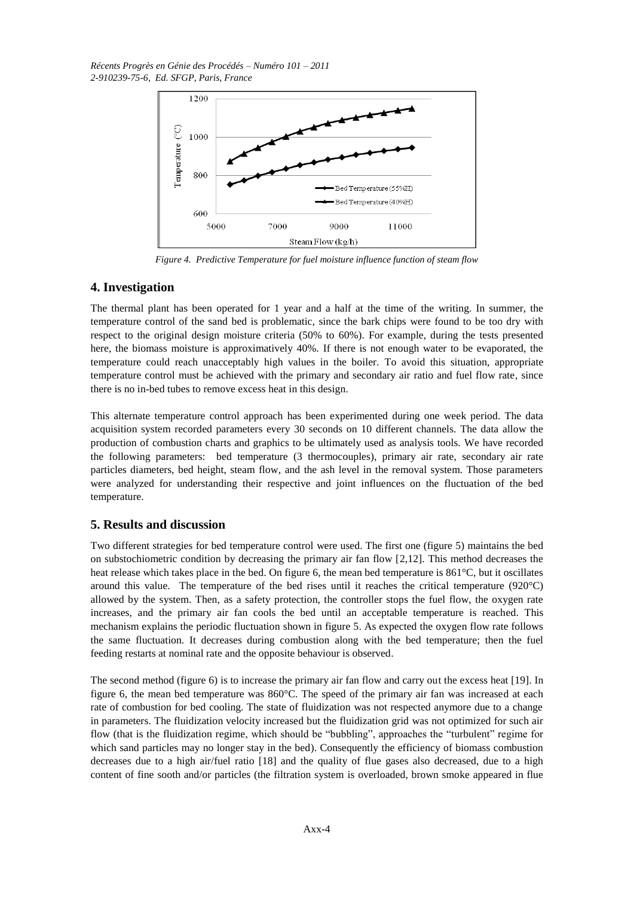*Figure 4. Predictive Temperature for fuel moisture influence function of steam flow*

## 4. Investigation

The thermal plant has been operated for 1 year and a half at the time of the writing. In summer, the temperature control of the sand bed is problematic, since the bark chips were found to be too dry with respect to the original design moisture criteria (50% to 60%). For example, during the tests presented here, the biomass moisture is approximatively 40%. If there is not enough water to be evaporated, the temperature could reach unacceptably high values in the boiler. To avoid this situation, appropriate temperature control must be achieved with the primary and secondary air ratio and fuel flow rate, since there is no in-bed tubes to remove excess heat in this design.

This alternate temperature control approach has been experimented during one week period. The data acquisition system recorded parameters every 30 seconds on 10 different channels. The data allow the production of combustion charts and graphics to be ultimately used as analysis tools. We have recorded the following parameters: bed temperature (3 thermocouples), primary air rate, secondary air rate particles diameters, bed height, steam flow, and the ash level in the removal system. Those parameters were analyzed for understanding their respective and joint influences on the fluctuation of the bed temperature.

## 5. Results and discussion

Two different strategies for bed temperature control were used. The first one (figure 5) maintains the bed on substochiometric condition by decreasing the primary air fan flow [2,12]. This method decreases the heat release which takes place in the bed. On figure 6, the mean bed temperature is 861°C, but it oscillates around this value. The temperature of the bed rises until it reaches the critical temperature (920°C) allowed by the system. Then, as a safety protection, the controller stops the fuel flow, the oxygen rate increases, and the primary air fan cools the bed until an acceptable temperature is reached. This mechanism explains the periodic fluctuation shown in figure 5. As expected the oxygen flow rate follows the same fluctuation. It decreases during combustion along with the bed temperature; then the fuel feeding restarts at nominal rate and the opposite behaviour is observed.

The second method (figure 6) is to increase the primary air fan flow and carry out the excess heat [19]. In figure 6, the mean bed temperature was 860°C. The speed of the primary air fan was increased at each rate of combustion for bed cooling. The state of fluidization was not respected anymore due to a change in parameters. The fluidization velocity increased but the fluidization grid was not optimized for such air flow (that is the fluidization regime, which should be "bubbling", approaches the "turbulent" regime for which sand particles may no longer stay in the bed). Consequently the efficiency of biomass combustion decreases due to a high air/fuel ratio [18] and the quality of flue gases also decreased, due to a high content of fine sooth and/or particles (the filtration system is overloaded, brown smoke appeared in flue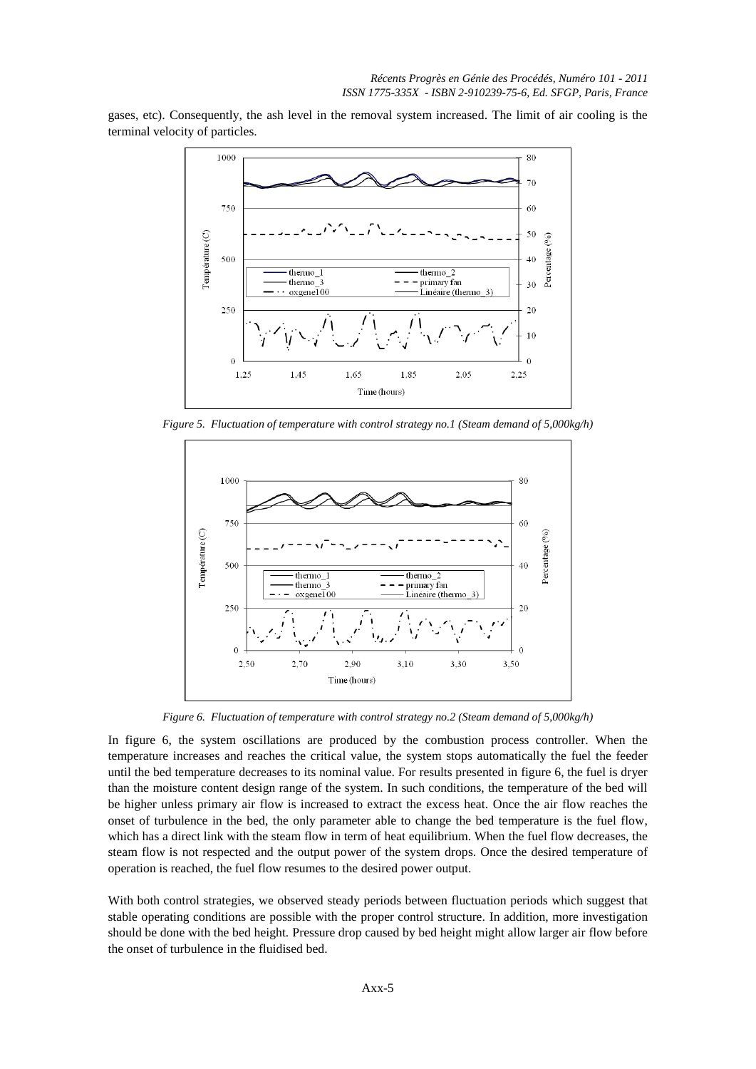gases, etc). Consequently, the ash level in the removal system increased. The limit of air cooling is the terminal velocity of particles.

*Figure 5. Fluctuation of temperature with control strategy no.1 (Steam demand of 5,000kg/h)*

*Figure 6. Fluctuation of temperature with control strategy no.2 (Steam demand of 5,000kg/h)*

In figure 6, the system oscillations are produced by the combustion process controller. When the temperature increases and reaches the critical value, the system stops automatically the fuel the feeder until the bed temperature decreases to its nominal value. For results presented in figure 6, the fuel is dryer than the moisture content design range of the system. In such conditions, the temperature of the bed will be higher unless primary air flow is increased to extract the excess heat. Once the air flow reaches the onset of turbulence in the bed, the only parameter able to change the bed temperature is the fuel flow, which has a direct link with the steam flow in term of heat equilibrium. When the fuel flow decreases, the steam flow is not respected and the output power of the system drops. Once the desired temperature of operation is reached, the fuel flow resumes to the desired power output.

With both control strategies, we observed steady periods between fluctuation periods which suggest that stable operating conditions are possible with the proper control structure. In addition, more investigation should be done with the bed height. Pressure drop caused by bed height might allow larger air flow before the onset of turbulence in the fluidised bed.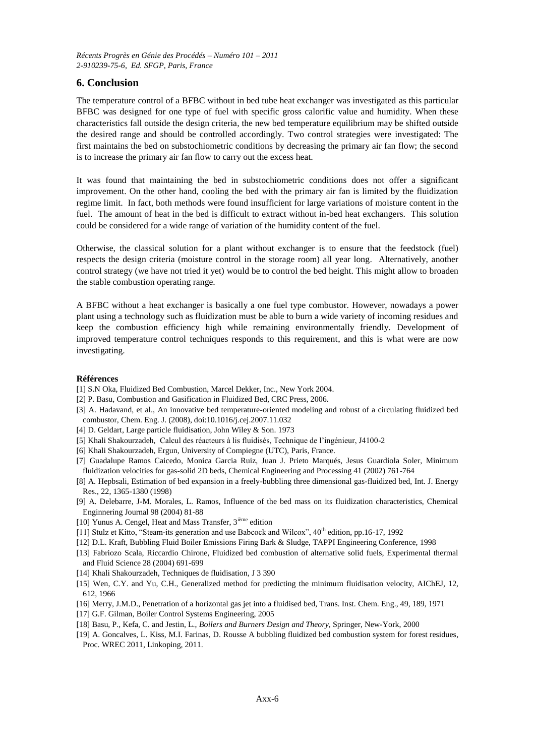## 6. Conclusion

The temperature control of a BFBC without in bed tube heat exchanger was investigated as this particular BFBC was designed for one type of fuel with specific gross calorific value and humidity. When these characteristics fall outside the design criteria, the new bed temperature equilibrium may be shifted outside the desired range and should be controlled accordingly. Two control strategies were investigated: The first maintains the bed on substochiometric conditions by decreasing the primary air fan flow; the second is to increase the primary air fan flow to carry out the excess heat.

It was found that maintaining the bed in substochiometric conditions does not offer a significant improvement. On the other hand, cooling the bed with the primary air fan is limited by the fluidization regime limit. In fact, both methods were found insufficient for large variations of moisture content in the fuel. The amount of heat in the bed is difficult to extract without in-bed heat exchangers. This solution could be considered for a wide range of variation of the humidity content of the fuel.

Otherwise, the classical solution for a plant without exchanger is to ensure that the feedstock (fuel) respects the design criteria (moisture control in the storage room) all year long. Alternatively, another control strategy (we have not tried it yet) would be to control the bed height. This might allow to broaden the stable combustion operating range.

A BFBC without a heat exchanger is basically a one fuel type combustor. However, nowadays a power plant using a technology such as fluidization must be able to burn a wide variety of incoming residues and keep the combustion efficiency high while remaining environmentally friendly. Development of improved temperature control techniques responds to this requirement, and this is what were are now investigating.

**Références**

[1] S.N Oka, Fluidized Bed Combustion, Marcel Dekker, Inc., New York 2004.
[2] P. Basu, Combustion and Gasification in Fluidized Bed, CRC Press, 2006.
[3] A. Hadavand, et al., An innovative bed temperature-oriented modeling and robust of a circulating fluidized bed combustor, Chem. Eng. J. (2008), doi:10.1016/j.cej.2007.11.032
[4] D. Geldart, Large particle fluidisation, John Wiley & Son. 1973
[5] Khali Shakourzadeh, Calcul des réacteurs à lis fluidisés, Technique de l'ingénieur, J4100-2
[6] Khali Shakourzadeh, Ergun, University of Compiegne (UTC), Paris, France.
[7] Guadalupe Ramos Caicedo, Monica Garcia Ruiz, Juan J. Prieto Marqués, Jesus Guardiola Soler, Minimum fluidization velocities for gas-solid 2D beds, Chemical Engineering and Processing 41 (2002) 761-764
[8] A. Hepbsali, Estimation of bed expansion in a freely-bubbling three dimensional gas-fluidized bed, Int. J. Energy Res., 22, 1365-1380 (1998)
[9] A. Delebarre, J-M. Morales, L. Ramos, Influence of the bed mass on its fluidization characteristics, Chemical Enginnering Journal 98 (2004) 81-88
[10] Yunus A. Cengel, Heat and Mass Transfer, 3ième edition
[11] Stulz et Kitto, "Steam-its generation and use Babcock and Wilcox", 40th edition, pp.16-17, 1992
[12] D.L. Kraft, Bubbling Fluid Boiler Emissions Firing Bark & Sludge, TAPPI Engineering Conference, 1998
[13] Fabriozo Scala, Riccardio Chirone, Fluidized bed combustion of alternative solid fuels, Experimental thermal and Fluid Science 28 (2004) 691-699
[14] Khali Shakourzadeh, Techniques de fluidisation, J 3 390
[15] Wen, C.Y. and Yu, C.H., Generalized method for predicting the minimum fluidisation velocity, AIChEJ, 12, 612, 1966
[16] Merry, J.M.D., Penetration of a horizontal gas jet into a fluidised bed, Trans. Inst. Chem. Eng., 49, 189, 1971
[17] G.F. Gilman, Boiler Control Systems Engineering, 2005
[18] Basu, P., Kefa, C. and Jestin, L., *Boilers and Burners Design and Theory*, Springer, New-York, 2000
[19] A. Goncalves, L. Kiss, M.I. Farinas, D. Rousse A bubbling fluidized bed combustion system for forest residues, Proc. WREC 2011, Linkoping, 2011.